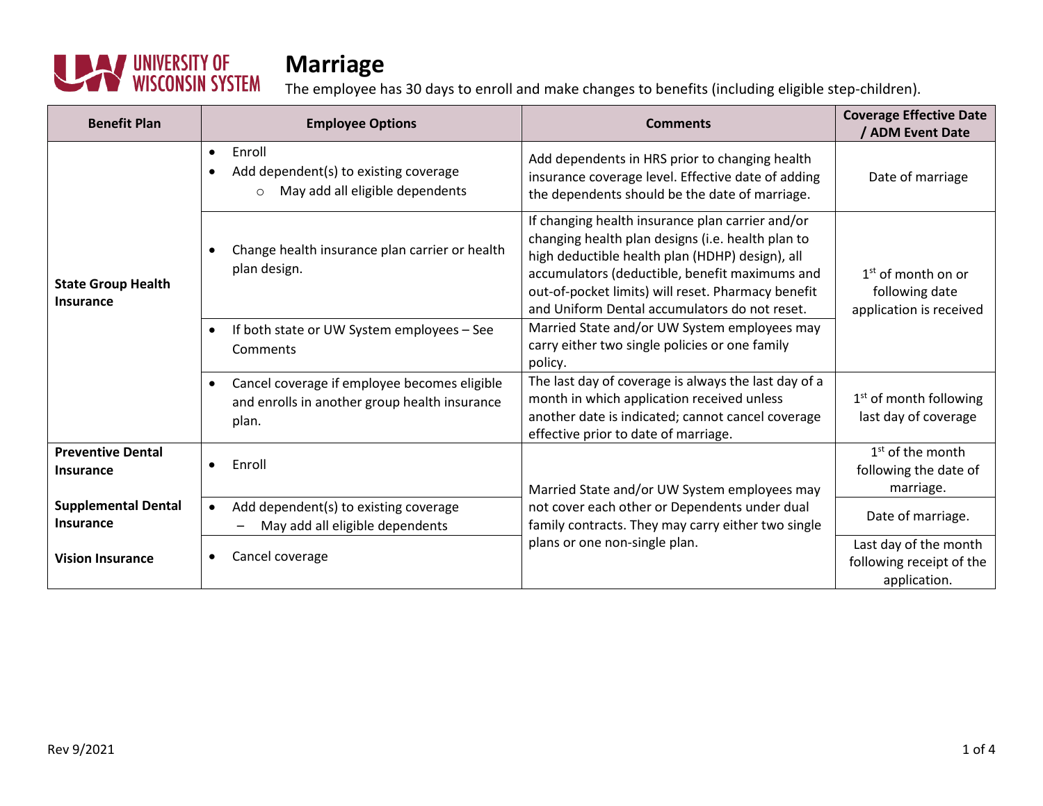# Marriage

The employee has 30 days to enroll and make changes to benefits (including eligible step-children).

| Benefit Plan | Employee Options | Comments | Coverage Effective Date / ADM Event Date |
|---|---|---|---|
| **State Group Health Insurance** | • Enroll<br>• Add dependent(s) to existing coverage<br>  ○ May add all eligible dependents | Add dependents in HRS prior to changing health insurance coverage level. Effective date of adding the dependents should be the date of marriage. | Date of marriage |
| | • Change health insurance plan carrier or health plan design. | If changing health insurance plan carrier and/or changing health plan designs (i.e. health plan to high deductible health plan (HDHP) design), all accumulators (deductible, benefit maximums and out-of-pocket limits) will reset. Pharmacy benefit and Uniform Dental accumulators do not reset. | 1st of month on or following date application is received |
| | • If both state or UW System employees – See Comments | Married State and/or UW System employees may carry either two single policies or one family policy. | |
| | • Cancel coverage if employee becomes eligible and enrolls in another group health insurance plan. | The last day of coverage is always the last day of a month in which application received unless another date is indicated; cannot cancel coverage effective prior to date of marriage. | 1st of month following last day of coverage |
| **Preventive Dental Insurance** | • Enroll | Married State and/or UW System employees may not cover each other or Dependents under dual family contracts. They may carry either two single plans or one non-single plan. | 1st of the month following the date of marriage. |
| **Supplemental Dental Insurance** | • Add dependent(s) to existing coverage<br>  – May add all eligible dependents | | Date of marriage. |
| **Vision Insurance** | • Cancel coverage | | Last day of the month following receipt of the application. |

Rev 9/2021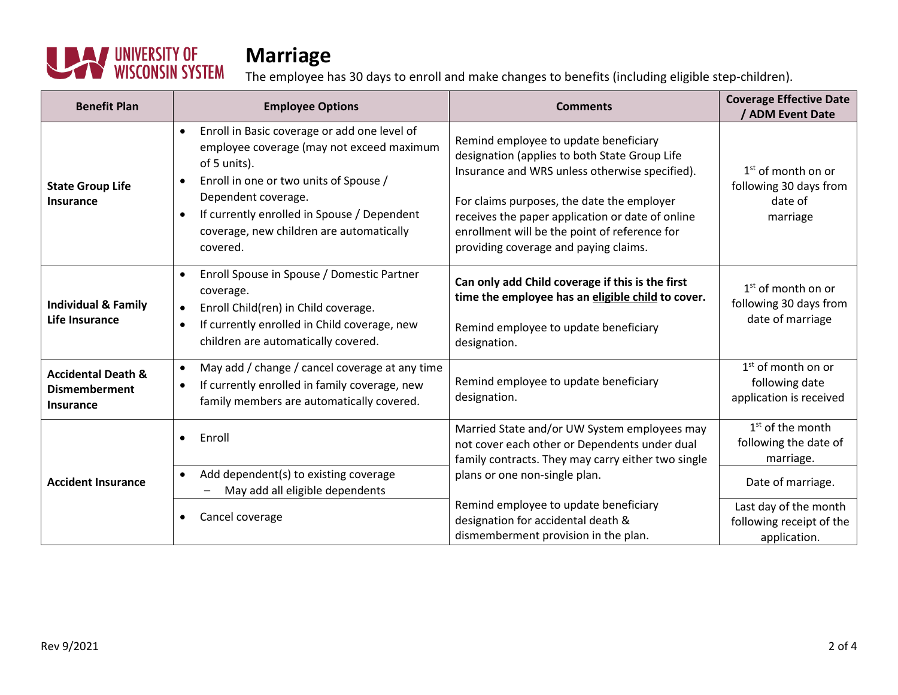# Marriage

The employee has 30 days to enroll and make changes to benefits (including eligible step-children).

| Benefit Plan | Employee Options | Comments | Coverage Effective Date / ADM Event Date |
|---|---|---|---|
| **State Group Life Insurance** | • Enroll in Basic coverage or add one level of employee coverage (may not exceed maximum of 5 units).<br>• Enroll in one or two units of Spouse / Dependent coverage.<br>• If currently enrolled in Spouse / Dependent coverage, new children are automatically covered. | Remind employee to update beneficiary designation (applies to both State Group Life Insurance and WRS unless otherwise specified).<br><br>For claims purposes, the date the employer receives the paper application or date of online enrollment will be the point of reference for providing coverage and paying claims. | 1st of month on or following 30 days from date of marriage |
| **Individual & Family Life Insurance** | • Enroll Spouse in Spouse / Domestic Partner coverage.<br>• Enroll Child(ren) in Child coverage.<br>• If currently enrolled in Child coverage, new children are automatically covered. | **Can only add Child coverage if this is the first time the employee has an eligible child to cover.**<br><br>Remind employee to update beneficiary designation. | 1st of month on or following 30 days from date of marriage |
| **Accidental Death & Dismemberment Insurance** | • May add / change / cancel coverage at any time<br>• If currently enrolled in family coverage, new family members are automatically covered. | Remind employee to update beneficiary designation. | 1st of month on or following date application is received |
| **Accident Insurance** | • Enroll | Married State and/or UW System employees may not cover each other or Dependents under dual family contracts. They may carry either two single plans or one non-single plan.<br><br>Remind employee to update beneficiary designation for accidental death & dismemberment provision in the plan. | 1st of the month following the date of marriage. |
| | • Add dependent(s) to existing coverage<br>– May add all eligible dependents | | Date of marriage. |
| | • Cancel coverage | | Last day of the month following receipt of the application. |

Rev 9/2021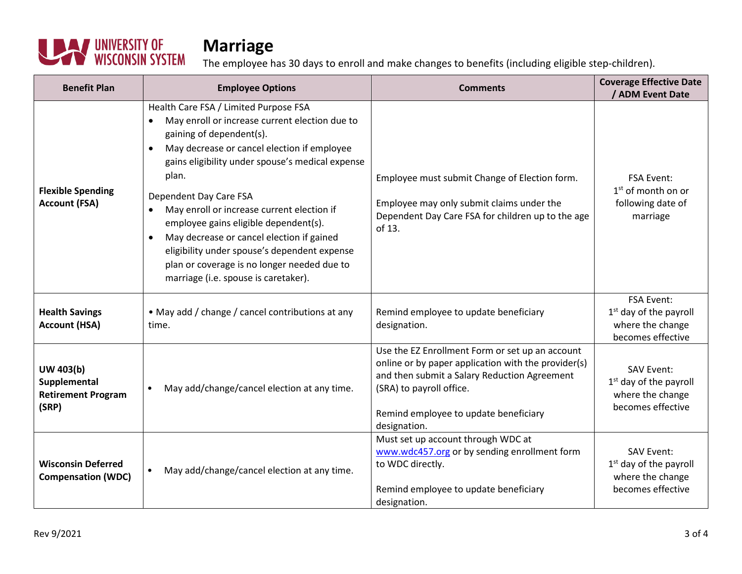# Marriage

The employee has 30 days to enroll and make changes to benefits (including eligible step-children).

| Benefit Plan | Employee Options | Comments | Coverage Effective Date / ADM Event Date |
|---|---|---|---|
| **Flexible Spending Account (FSA)** | Health Care FSA / Limited Purpose FSA<br>• May enroll or increase current election due to gaining of dependent(s).<br>• May decrease or cancel election if employee gains eligibility under spouse's medical expense plan.<br><br>Dependent Day Care FSA<br>• May enroll or increase current election if employee gains eligible dependent(s).<br>• May decrease or cancel election if gained eligibility under spouse's dependent expense plan or coverage is no longer needed due to marriage (i.e. spouse is caretaker). | Employee must submit Change of Election form.<br><br>Employee may only submit claims under the Dependent Day Care FSA for children up to the age of 13. | FSA Event:<br>1st of month on or following date of marriage |
| **Health Savings Account (HSA)** | • May add / change / cancel contributions at any time. | Remind employee to update beneficiary designation. | FSA Event:<br>1st day of the payroll where the change becomes effective |
| **UW 403(b) Supplemental Retirement Program (SRP)** | • May add/change/cancel election at any time. | Use the EZ Enrollment Form or set up an account online or by paper application with the provider(s) and then submit a Salary Reduction Agreement (SRA) to payroll office.<br><br>Remind employee to update beneficiary designation. | SAV Event:<br>1st day of the payroll where the change becomes effective |
| **Wisconsin Deferred Compensation (WDC)** | • May add/change/cancel election at any time. | Must set up account through WDC at www.wdc457.org or by sending enrollment form to WDC directly.<br><br>Remind employee to update beneficiary designation. | SAV Event:<br>1st day of the payroll where the change becomes effective |

Rev 9/2021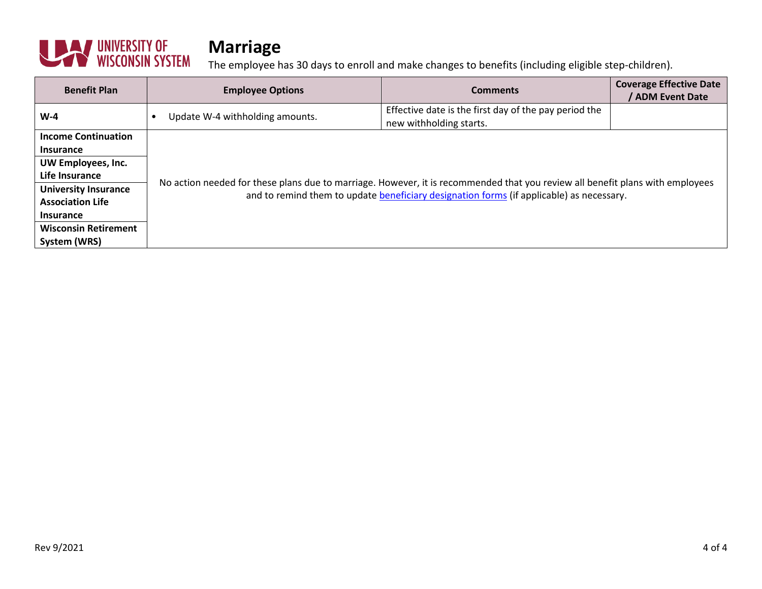# Marriage

The employee has 30 days to enroll and make changes to benefits (including eligible step-children).

| Benefit Plan | Employee Options | Comments | Coverage Effective Date / ADM Event Date |
|---|---|---|---|
| **W-4** | • Update W-4 withholding amounts. | Effective date is the first day of the pay period the new withholding starts. | |
| **Income Continuation Insurance** | No action needed for these plans due to marriage. However, it is recommended that you review all benefit plans with employees and to remind them to update beneficiary designation forms (if applicable) as necessary. | | |
| **UW Employees, Inc. Life Insurance** | | | |
| **University Insurance Association Life Insurance** | | | |
| **Wisconsin Retirement System (WRS)** | | | |

Rev 9/2021